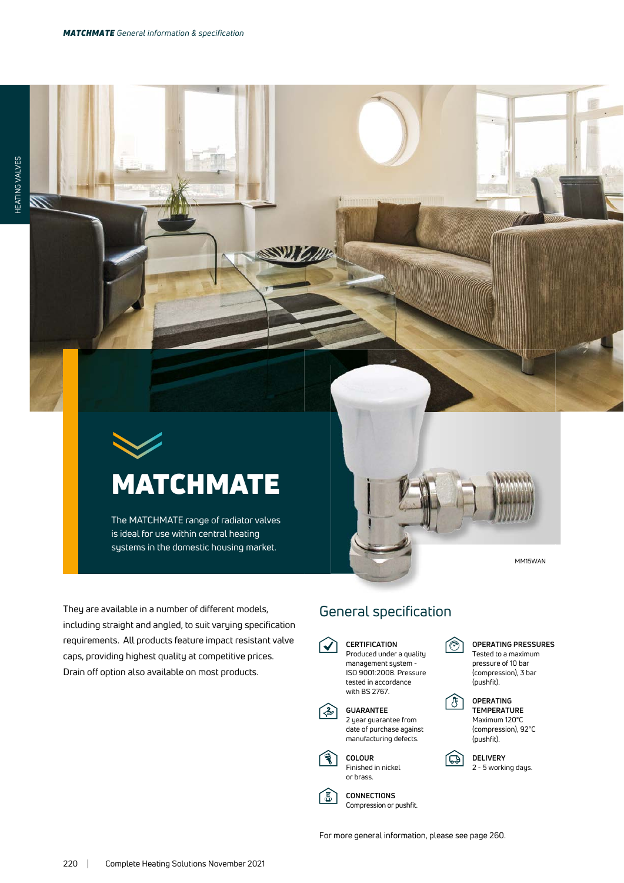# MATCHMATE

The MATCHMATE range of radiator valves is ideal for use within central heating systems in the domestic housing market.

MM15WAN

They are available in a number of different models, including straight and angled, to suit varying specification requirements. All products feature impact resistant valve caps, providing highest quality at competitive prices. Drain off option also available on most products.

## General specification

**CERTIFICATION**
Produced under a quality management system - ISO 9001:2008. Pressure tested in accordance with BS 2767.

**GUARANTEE**
2 year guarantee from date of purchase against manufacturing defects.

**COLOUR**
Finished in nickel or brass.

**CONNECTIONS**
Compression or pushfit.

**OPERATING PRESSURES**
Tested to a maximum pressure of 10 bar (compression), 3 bar (pushfit).

**OPERATING TEMPERATURE**
Maximum 120°C (compression), 92°C (pushfit).

**DELIVERY**
2 - 5 working days.

For more general information, please see page 260.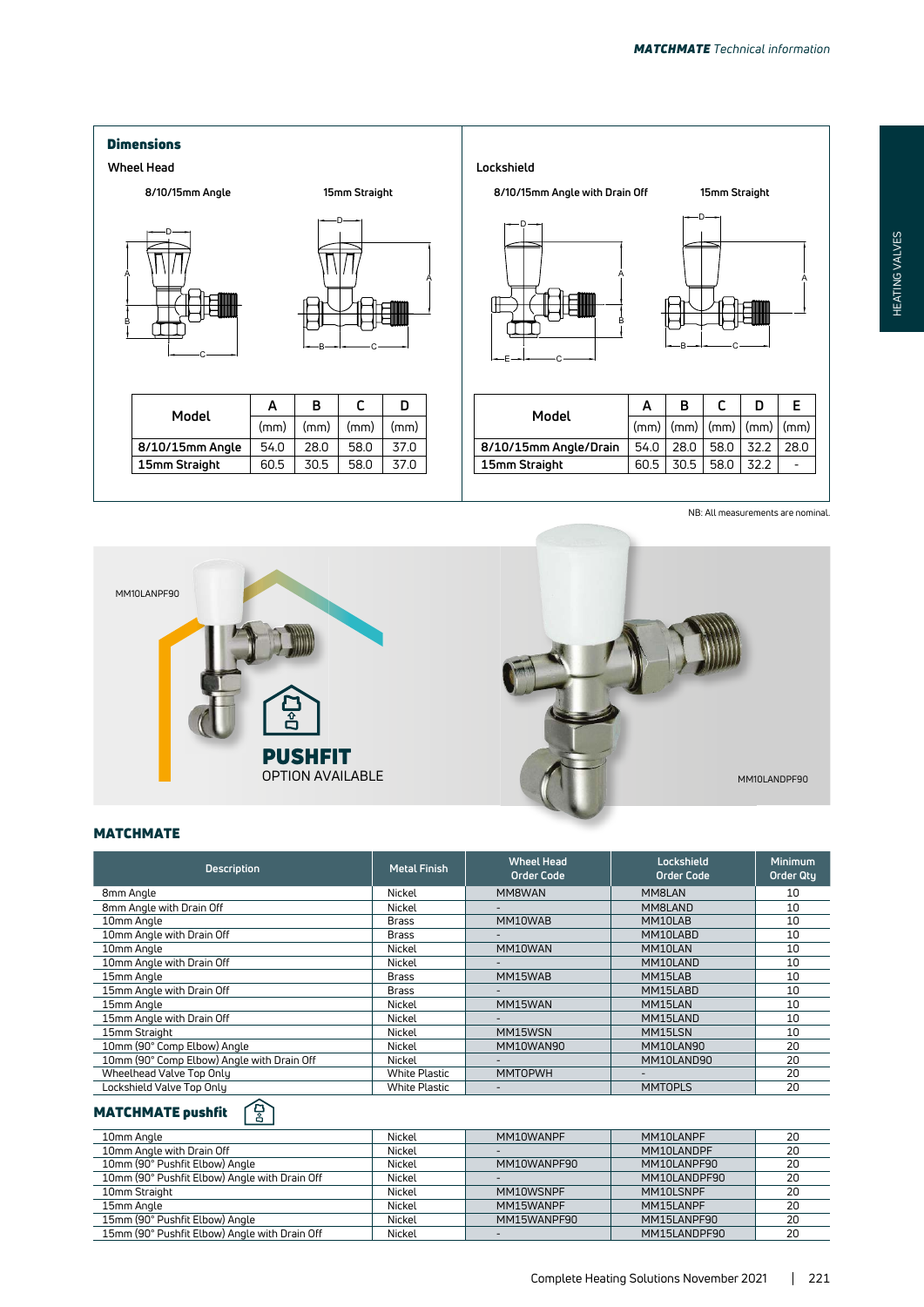## Dimensions

### Wheel Head

8/10/15mm Angle

15mm Straight

| Model | A | B | C | D |
|---|---|---|---|---|
| | (mm) | (mm) | (mm) | (mm) |
| 8/10/15mm Angle | 54.0 | 28.0 | 58.0 | 37.0 |
| 15mm Straight | 60.5 | 30.5 | 58.0 | 37.0 |

### Lockshield

8/10/15mm Angle with Drain Off

15mm Straight

| Model | A | B | C | D | E |
|---|---|---|---|---|---|
| | (mm) | (mm) | (mm) | (mm) | (mm) |
| 8/10/15mm Angle/Drain | 54.0 | 28.0 | 58.0 | 32.2 | 28.0 |
| 15mm Straight | 60.5 | 30.5 | 58.0 | 32.2 | - |

NB: All measurements are nominal.

MM10LANPF90

**PUSHFIT**
OPTION AVAILABLE

MM10LANDPF90

## MATCHMATE

| Description | Metal Finish | Wheel Head Order Code | Lockshield Order Code | Minimum Order Qty |
|---|---|---|---|---|
| 8mm Angle | Nickel | MM8WAN | MM8LAN | 10 |
| 8mm Angle with Drain Off | Nickel | - | MM8LAND | 10 |
| 10mm Angle | Brass | MM10WAB | MM10LAB | 10 |
| 10mm Angle with Drain Off | Brass | - | MM10LABD | 10 |
| 10mm Angle | Nickel | MM10WAN | MM10LAN | 10 |
| 10mm Angle with Drain Off | Nickel | - | MM10LAND | 10 |
| 15mm Angle | Brass | MM15WAB | MM15LAB | 10 |
| 15mm Angle with Drain Off | Brass | - | MM15LABD | 10 |
| 15mm Angle | Nickel | MM15WAN | MM15LAN | 10 |
| 15mm Angle with Drain Off | Nickel | - | MM15LAND | 10 |
| 15mm Straight | Nickel | MM15WSN | MM15LSN | 10 |
| 10mm (90° Comp Elbow) Angle | Nickel | MM10WAN90 | MM10LAN90 | 20 |
| 10mm (90° Comp Elbow) Angle with Drain Off | Nickel | - | MM10LAND90 | 20 |
| Wheelhead Valve Top Only | White Plastic | MMTOPWH | - | 20 |
| Lockshield Valve Top Only | White Plastic | - | MMTOPLS | 20 |

## MATCHMATE pushfit

| Description | Metal Finish | Wheel Head Order Code | Lockshield Order Code | Minimum Order Qty |
|---|---|---|---|---|
| 10mm Angle | Nickel | MM10WANPF | MM10LANPF | 20 |
| 10mm Angle with Drain Off | Nickel | - | MM10LANDPF | 20 |
| 10mm (90° Pushfit Elbow) Angle | Nickel | MM10WANPF90 | MM10LANPF90 | 20 |
| 10mm (90° Pushfit Elbow) Angle with Drain Off | Nickel | - | MM10LANDPF90 | 20 |
| 10mm Straight | Nickel | MM10WSNPF | MM10LSNPF | 20 |
| 15mm Angle | Nickel | MM15WANPF | MM15LANPF | 20 |
| 15mm (90° Pushfit Elbow) Angle | Nickel | MM15WANPF90 | MM15LANPF90 | 20 |
| 15mm (90° Pushfit Elbow) Angle with Drain Off | Nickel | - | MM15LANDPF90 | 20 |